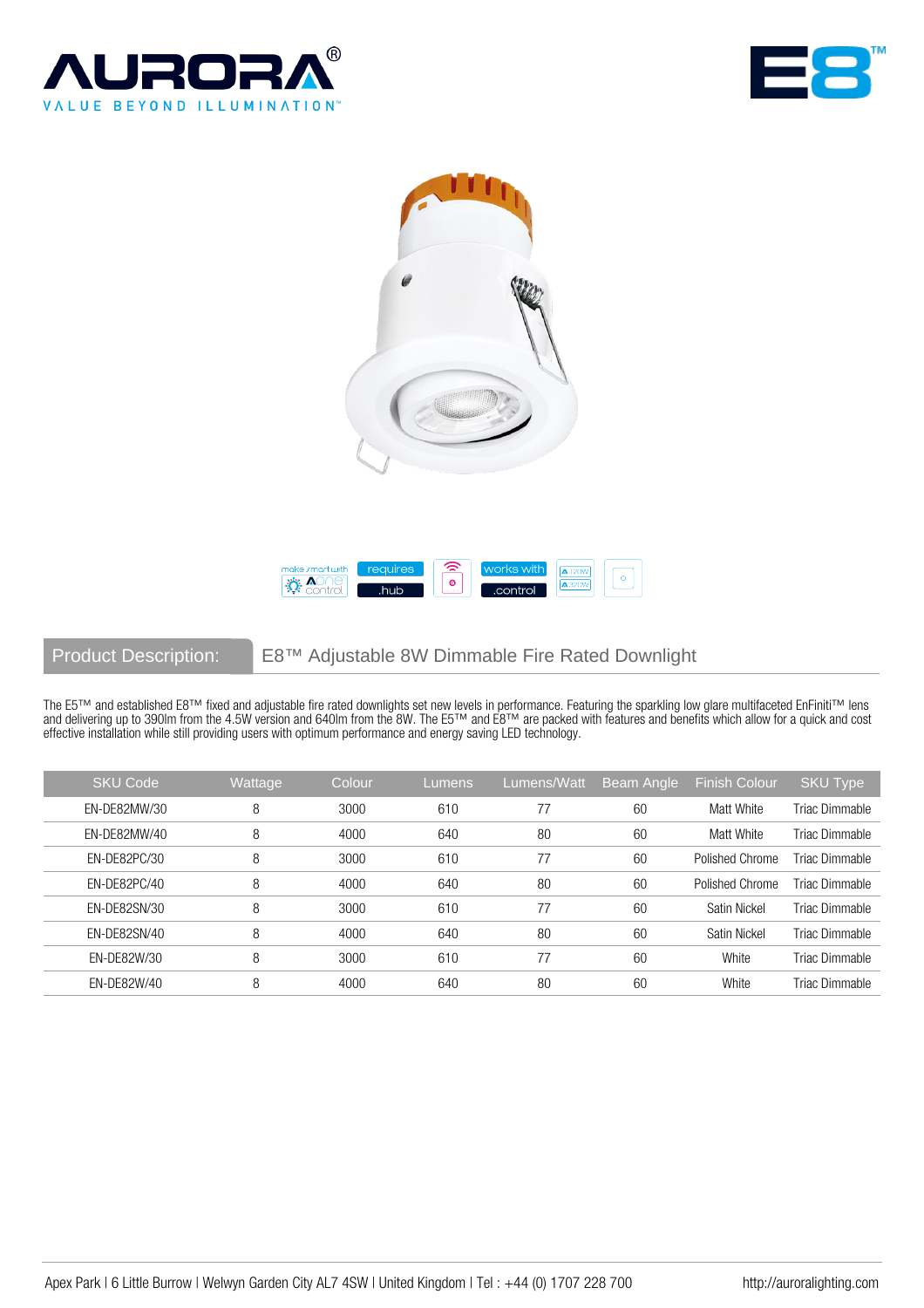AURORA®
VALUE BEYOND ILLUMINATION™

E8™

make smart with Aone control | requires .hub | works with .control

**Product Description:** E8™ Adjustable 8W Dimmable Fire Rated Downlight

The E5™ and established E8™ fixed and adjustable fire rated downlights set new levels in performance. Featuring the sparkling low glare multifaceted EnFiniti™ lens and delivering up to 390lm from the 4.5W version and 640lm from the 8W. The E5™ and E8™ are packed with features and benefits which allow for a quick and cost effective installation while still providing users with optimum performance and energy saving LED technology.

| SKU Code | Wattage | Colour | Lumens | Lumens/Watt | Beam Angle | Finish Colour | SKU Type |
|---|---|---|---|---|---|---|---|
| EN-DE82MW/30 | 8 | 3000 | 610 | 77 | 60 | Matt White | Triac Dimmable |
| EN-DE82MW/40 | 8 | 4000 | 640 | 80 | 60 | Matt White | Triac Dimmable |
| EN-DE82PC/30 | 8 | 3000 | 610 | 77 | 60 | Polished Chrome | Triac Dimmable |
| EN-DE82PC/40 | 8 | 4000 | 640 | 80 | 60 | Polished Chrome | Triac Dimmable |
| EN-DE82SN/30 | 8 | 3000 | 610 | 77 | 60 | Satin Nickel | Triac Dimmable |
| EN-DE82SN/40 | 8 | 4000 | 640 | 80 | 60 | Satin Nickel | Triac Dimmable |
| EN-DE82W/30 | 8 | 3000 | 610 | 77 | 60 | White | Triac Dimmable |
| EN-DE82W/40 | 8 | 4000 | 640 | 80 | 60 | White | Triac Dimmable |

Apex Park | 6 Little Burrow | Welwyn Garden City AL7 4SW | United Kingdom | Tel : +44 (0) 1707 228 700    http://auroralighting.com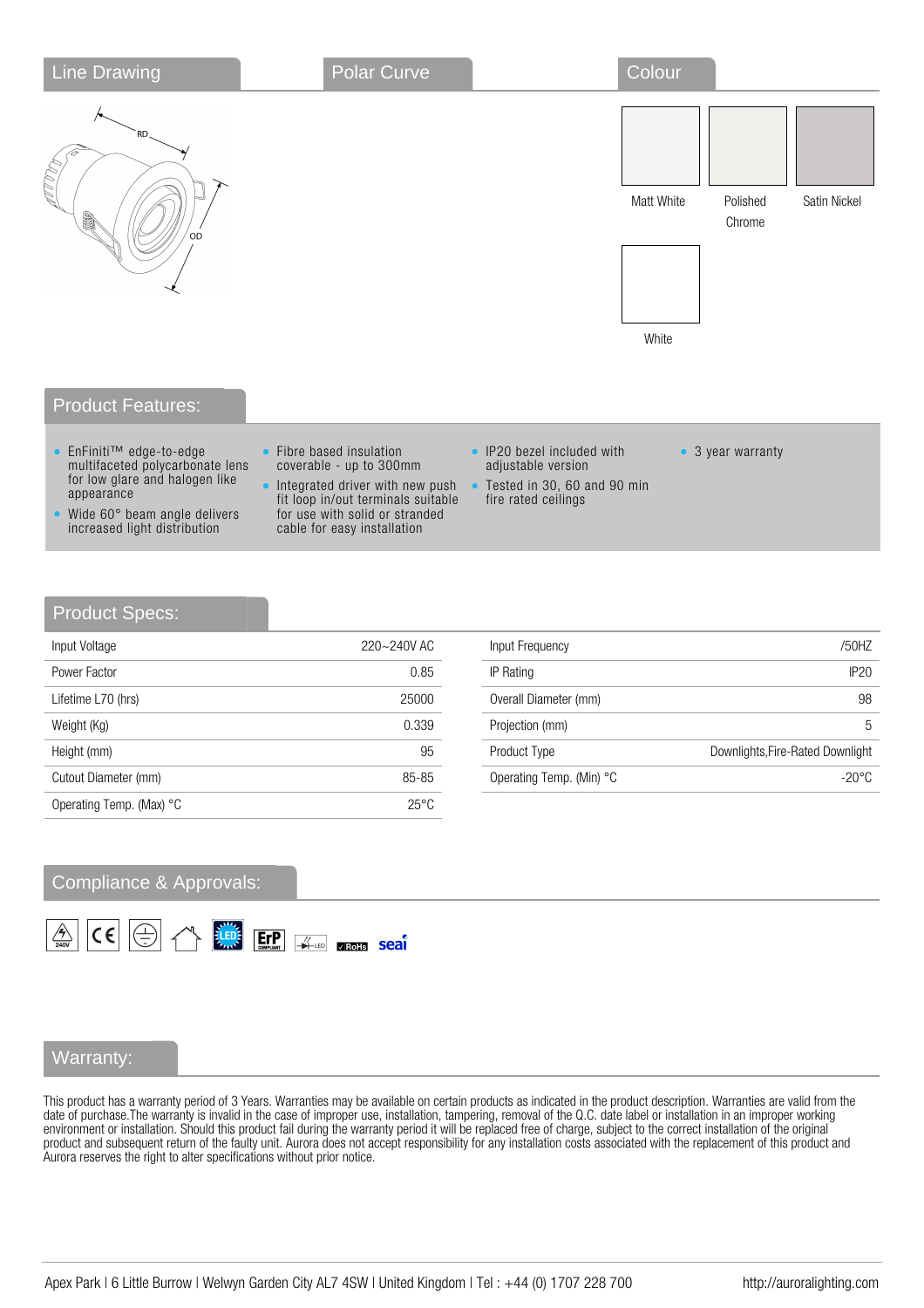## Line Drawing

RD

OD

## Polar Curve

## Colour

Matt White

Polished Chrome

Satin Nickel

White

## Product Features:

- EnFiniti™ edge-to-edge multifaceted polycarbonate lens for low glare and halogen like appearance
- Wide 60° beam angle delivers increased light distribution
- Fibre based insulation coverable - up to 300mm
- Integrated driver with new push fit loop in/out terminals suitable for use with solid or stranded cable for easy installation
- IP20 bezel included with adjustable version
- Tested in 30, 60 and 90 min fire rated ceilings
- 3 year warranty

## Product Specs:

| | |
|---|---|
| Input Voltage | 220~240V AC |
| Power Factor | 0.85 |
| Lifetime L70 (hrs) | 25000 |
| Weight (Kg) | 0.339 |
| Height (mm) | 95 |
| Cutout Diameter (mm) | 85-85 |
| Operating Temp. (Max) °C | 25°C |

| | |
|---|---|
| Input Frequency | /50HZ |
| IP Rating | IP20 |
| Overall Diameter (mm) | 98 |
| Projection (mm) | 5 |
| Product Type | Downlights,Fire-Rated Downlight |
| Operating Temp. (Min) °C | -20°C |

## Compliance & Approvals:

240V CE LED ErP COMPLIANT LED RoHS seai

## Warranty:

This product has a warranty period of 3 Years. Warranties may be available on certain products as indicated in the product description. Warranties are valid from the date of purchase.The warranty is invalid in the case of improper use, installation, tampering, removal of the Q.C. date label or installation in an improper working environment or installation. Should this product fail during the warranty period it will be replaced free of charge, subject to the correct installation of the original product and subsequent return of the faulty unit. Aurora does not accept responsibility for any installation costs associated with the replacement of this product and Aurora reserves the right to alter specifications without prior notice.

Apex Park | 6 Little Burrow | Welwyn Garden City AL7 4SW | United Kingdom | Tel : +44 (0) 1707 228 700 http://auroralighting.com